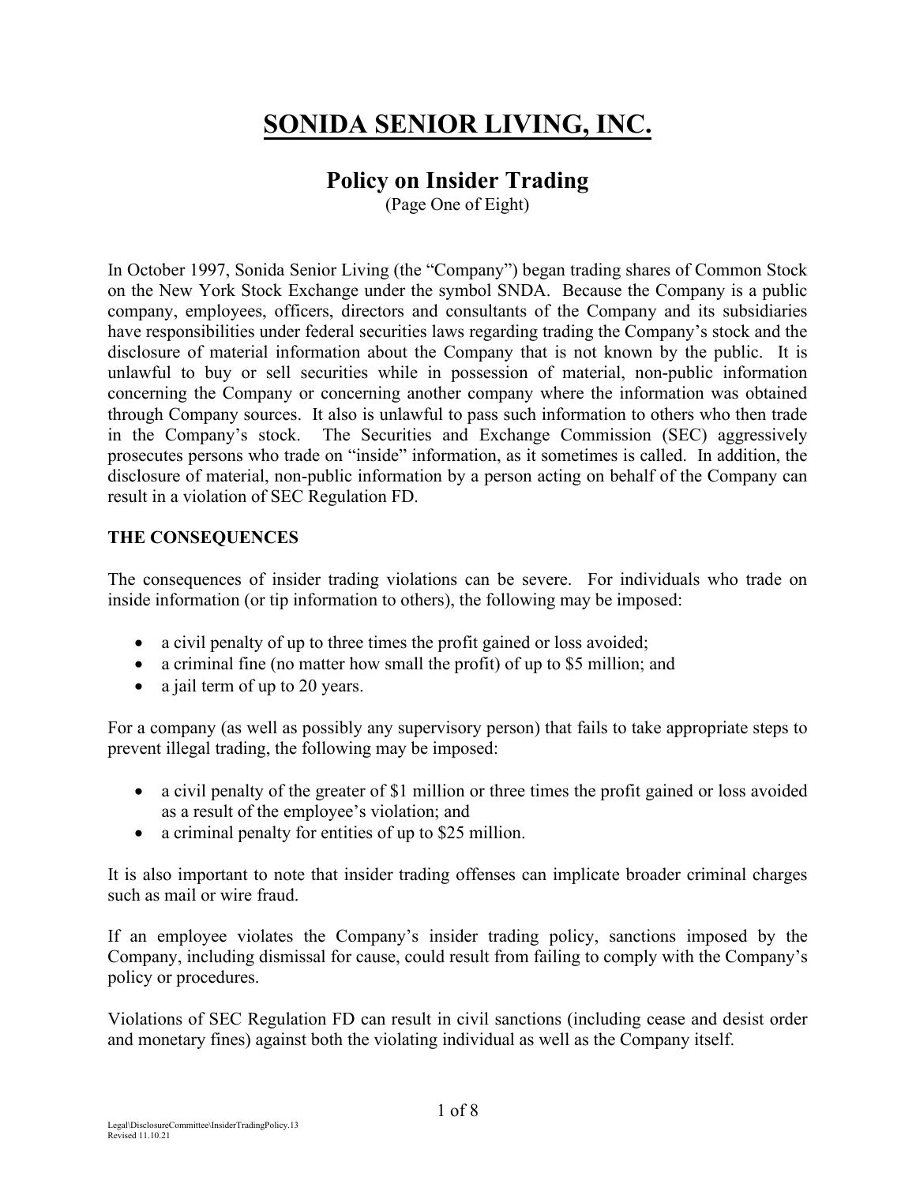# SONIDA SENIOR LIVING, INC.

## Policy on Insider Trading

(Page One of Eight)

In October 1997, Sonida Senior Living (the "Company") began trading shares of Common Stock on the New York Stock Exchange under the symbol SNDA. Because the Company is a public company, employees, officers, directors and consultants of the Company and its subsidiaries have responsibilities under federal securities laws regarding trading the Company's stock and the disclosure of material information about the Company that is not known by the public. It is unlawful to buy or sell securities while in possession of material, non-public information concerning the Company or concerning another company where the information was obtained through Company sources. It also is unlawful to pass such information to others who then trade in the Company's stock. The Securities and Exchange Commission (SEC) aggressively prosecutes persons who trade on "inside" information, as it sometimes is called. In addition, the disclosure of material, non-public information by a person acting on behalf of the Company can result in a violation of SEC Regulation FD.

**THE CONSEQUENCES**

The consequences of insider trading violations can be severe. For individuals who trade on inside information (or tip information to others), the following may be imposed:

- a civil penalty of up to three times the profit gained or loss avoided;
- a criminal fine (no matter how small the profit) of up to $5 million; and
- a jail term of up to 20 years.

For a company (as well as possibly any supervisory person) that fails to take appropriate steps to prevent illegal trading, the following may be imposed:

- a civil penalty of the greater of $1 million or three times the profit gained or loss avoided as a result of the employee's violation; and
- a criminal penalty for entities of up to $25 million.

It is also important to note that insider trading offenses can implicate broader criminal charges such as mail or wire fraud.

If an employee violates the Company's insider trading policy, sanctions imposed by the Company, including dismissal for cause, could result from failing to comply with the Company's policy or procedures.

Violations of SEC Regulation FD can result in civil sanctions (including cease and desist order and monetary fines) against both the violating individual as well as the Company itself.

Legal\DisclosureCommittee\InsiderTradingPolicy.13
Revised 11.10.21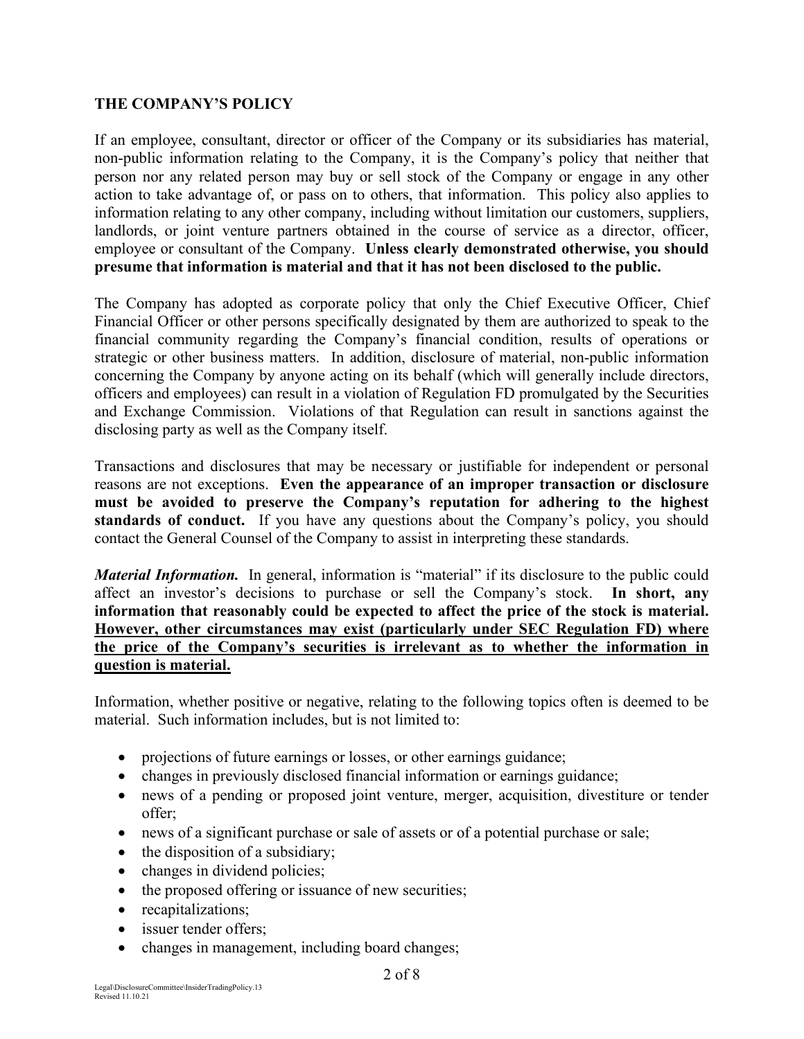## THE COMPANY'S POLICY

If an employee, consultant, director or officer of the Company or its subsidiaries has material, non-public information relating to the Company, it is the Company's policy that neither that person nor any related person may buy or sell stock of the Company or engage in any other action to take advantage of, or pass on to others, that information. This policy also applies to information relating to any other company, including without limitation our customers, suppliers, landlords, or joint venture partners obtained in the course of service as a director, officer, employee or consultant of the Company. **Unless clearly demonstrated otherwise, you should presume that information is material and that it has not been disclosed to the public.**

The Company has adopted as corporate policy that only the Chief Executive Officer, Chief Financial Officer or other persons specifically designated by them are authorized to speak to the financial community regarding the Company's financial condition, results of operations or strategic or other business matters. In addition, disclosure of material, non-public information concerning the Company by anyone acting on its behalf (which will generally include directors, officers and employees) can result in a violation of Regulation FD promulgated by the Securities and Exchange Commission. Violations of that Regulation can result in sanctions against the disclosing party as well as the Company itself.

Transactions and disclosures that may be necessary or justifiable for independent or personal reasons are not exceptions. **Even the appearance of an improper transaction or disclosure must be avoided to preserve the Company's reputation for adhering to the highest standards of conduct.** If you have any questions about the Company's policy, you should contact the General Counsel of the Company to assist in interpreting these standards.

***Material Information.*** In general, information is "material" if its disclosure to the public could affect an investor's decisions to purchase or sell the Company's stock. **In short, any information that reasonably could be expected to affect the price of the stock is material. <u>However, other circumstances may exist (particularly under SEC Regulation FD) where the price of the Company's securities is irrelevant as to whether the information in question is material.</u>**

Information, whether positive or negative, relating to the following topics often is deemed to be material. Such information includes, but is not limited to:

- projections of future earnings or losses, or other earnings guidance;
- changes in previously disclosed financial information or earnings guidance;
- news of a pending or proposed joint venture, merger, acquisition, divestiture or tender offer;
- news of a significant purchase or sale of assets or of a potential purchase or sale;
- the disposition of a subsidiary;
- changes in dividend policies;
- the proposed offering or issuance of new securities;
- recapitalizations;
- issuer tender offers;
- changes in management, including board changes;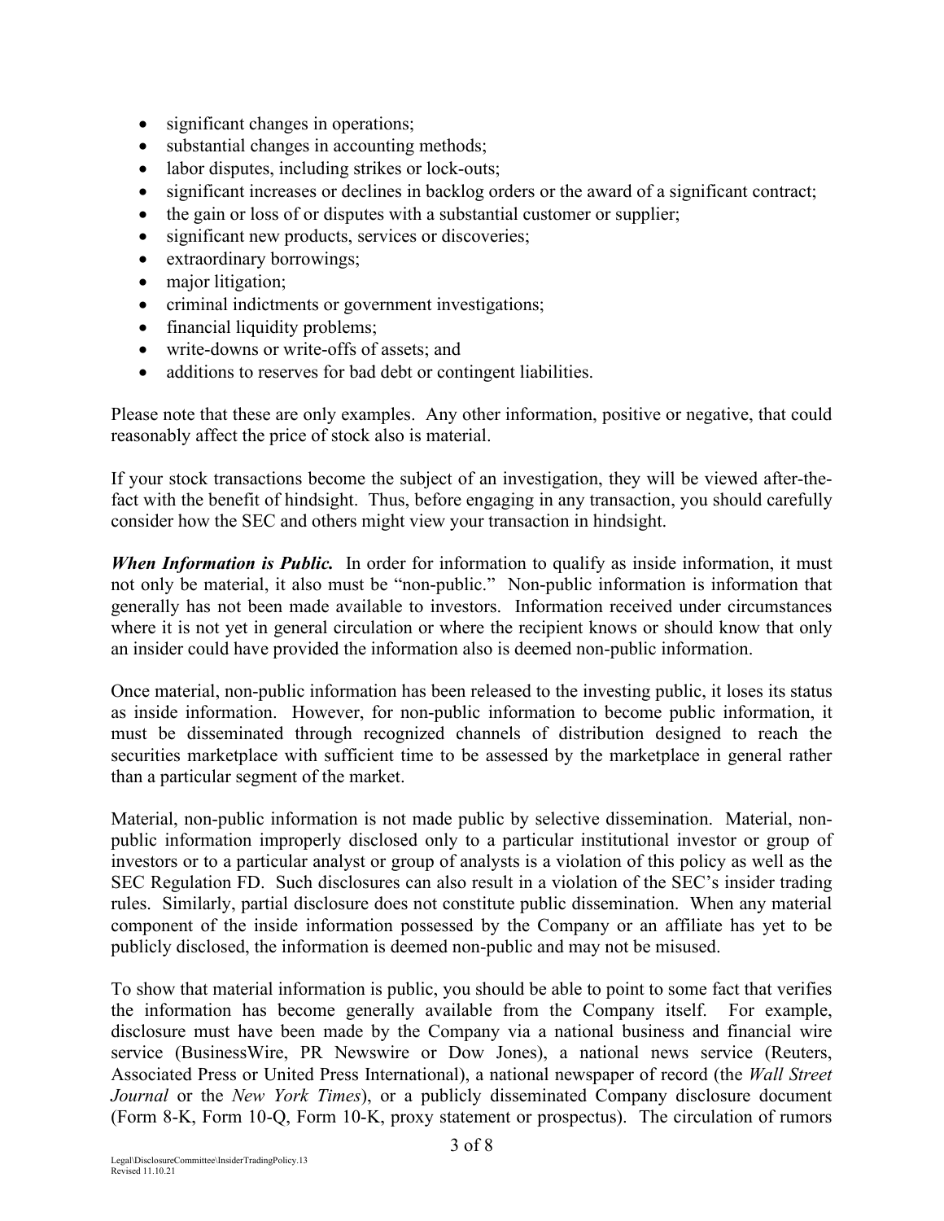- significant changes in operations;
- substantial changes in accounting methods;
- labor disputes, including strikes or lock-outs;
- significant increases or declines in backlog orders or the award of a significant contract;
- the gain or loss of or disputes with a substantial customer or supplier;
- significant new products, services or discoveries;
- extraordinary borrowings;
- major litigation;
- criminal indictments or government investigations;
- financial liquidity problems;
- write-downs or write-offs of assets; and
- additions to reserves for bad debt or contingent liabilities.

Please note that these are only examples. Any other information, positive or negative, that could reasonably affect the price of stock also is material.

If your stock transactions become the subject of an investigation, they will be viewed after-the-fact with the benefit of hindsight. Thus, before engaging in any transaction, you should carefully consider how the SEC and others might view your transaction in hindsight.

***When Information is Public.*** In order for information to qualify as inside information, it must not only be material, it also must be "non-public." Non-public information is information that generally has not been made available to investors. Information received under circumstances where it is not yet in general circulation or where the recipient knows or should know that only an insider could have provided the information also is deemed non-public information.

Once material, non-public information has been released to the investing public, it loses its status as inside information. However, for non-public information to become public information, it must be disseminated through recognized channels of distribution designed to reach the securities marketplace with sufficient time to be assessed by the marketplace in general rather than a particular segment of the market.

Material, non-public information is not made public by selective dissemination. Material, non-public information improperly disclosed only to a particular institutional investor or group of investors or to a particular analyst or group of analysts is a violation of this policy as well as the SEC Regulation FD. Such disclosures can also result in a violation of the SEC's insider trading rules. Similarly, partial disclosure does not constitute public dissemination. When any material component of the inside information possessed by the Company or an affiliate has yet to be publicly disclosed, the information is deemed non-public and may not be misused.

To show that material information is public, you should be able to point to some fact that verifies the information has become generally available from the Company itself. For example, disclosure must have been made by the Company via a national business and financial wire service (BusinessWire, PR Newswire or Dow Jones), a national news service (Reuters, Associated Press or United Press International), a national newspaper of record (the *Wall Street Journal* or the *New York Times*), or a publicly disseminated Company disclosure document (Form 8-K, Form 10-Q, Form 10-K, proxy statement or prospectus). The circulation of rumors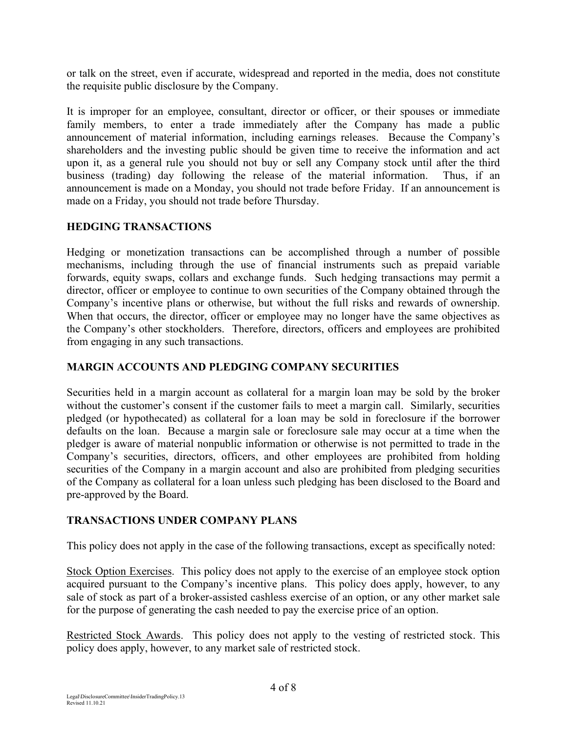or talk on the street, even if accurate, widespread and reported in the media, does not constitute the requisite public disclosure by the Company.

It is improper for an employee, consultant, director or officer, or their spouses or immediate family members, to enter a trade immediately after the Company has made a public announcement of material information, including earnings releases. Because the Company's shareholders and the investing public should be given time to receive the information and act upon it, as a general rule you should not buy or sell any Company stock until after the third business (trading) day following the release of the material information. Thus, if an announcement is made on a Monday, you should not trade before Friday. If an announcement is made on a Friday, you should not trade before Thursday.

## HEDGING TRANSACTIONS

Hedging or monetization transactions can be accomplished through a number of possible mechanisms, including through the use of financial instruments such as prepaid variable forwards, equity swaps, collars and exchange funds. Such hedging transactions may permit a director, officer or employee to continue to own securities of the Company obtained through the Company's incentive plans or otherwise, but without the full risks and rewards of ownership. When that occurs, the director, officer or employee may no longer have the same objectives as the Company's other stockholders. Therefore, directors, officers and employees are prohibited from engaging in any such transactions.

## MARGIN ACCOUNTS AND PLEDGING COMPANY SECURITIES

Securities held in a margin account as collateral for a margin loan may be sold by the broker without the customer's consent if the customer fails to meet a margin call. Similarly, securities pledged (or hypothecated) as collateral for a loan may be sold in foreclosure if the borrower defaults on the loan. Because a margin sale or foreclosure sale may occur at a time when the pledger is aware of material nonpublic information or otherwise is not permitted to trade in the Company's securities, directors, officers, and other employees are prohibited from holding securities of the Company in a margin account and also are prohibited from pledging securities of the Company as collateral for a loan unless such pledging has been disclosed to the Board and pre-approved by the Board.

## TRANSACTIONS UNDER COMPANY PLANS

This policy does not apply in the case of the following transactions, except as specifically noted:

Stock Option Exercises. This policy does not apply to the exercise of an employee stock option acquired pursuant to the Company's incentive plans. This policy does apply, however, to any sale of stock as part of a broker-assisted cashless exercise of an option, or any other market sale for the purpose of generating the cash needed to pay the exercise price of an option.

Restricted Stock Awards. This policy does not apply to the vesting of restricted stock. This policy does apply, however, to any market sale of restricted stock.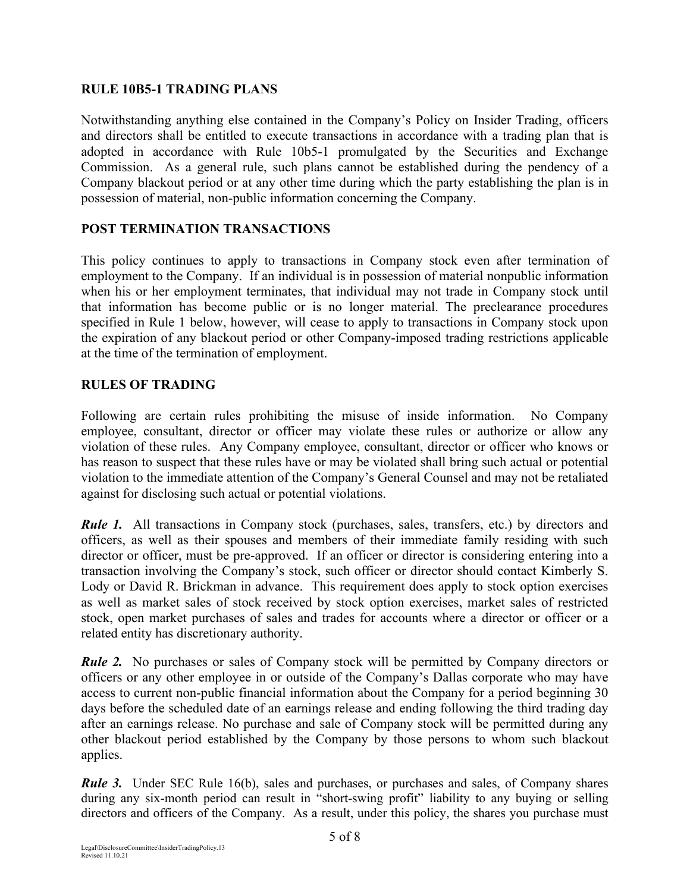## RULE 10B5-1 TRADING PLANS

Notwithstanding anything else contained in the Company's Policy on Insider Trading, officers and directors shall be entitled to execute transactions in accordance with a trading plan that is adopted in accordance with Rule 10b5-1 promulgated by the Securities and Exchange Commission. As a general rule, such plans cannot be established during the pendency of a Company blackout period or at any other time during which the party establishing the plan is in possession of material, non-public information concerning the Company.

## POST TERMINATION TRANSACTIONS

This policy continues to apply to transactions in Company stock even after termination of employment to the Company. If an individual is in possession of material nonpublic information when his or her employment terminates, that individual may not trade in Company stock until that information has become public or is no longer material. The preclearance procedures specified in Rule 1 below, however, will cease to apply to transactions in Company stock upon the expiration of any blackout period or other Company-imposed trading restrictions applicable at the time of the termination of employment.

## RULES OF TRADING

Following are certain rules prohibiting the misuse of inside information. No Company employee, consultant, director or officer may violate these rules or authorize or allow any violation of these rules. Any Company employee, consultant, director or officer who knows or has reason to suspect that these rules have or may be violated shall bring such actual or potential violation to the immediate attention of the Company's General Counsel and may not be retaliated against for disclosing such actual or potential violations.

***Rule 1.*** All transactions in Company stock (purchases, sales, transfers, etc.) by directors and officers, as well as their spouses and members of their immediate family residing with such director or officer, must be pre-approved. If an officer or director is considering entering into a transaction involving the Company's stock, such officer or director should contact Kimberly S. Lody or David R. Brickman in advance. This requirement does apply to stock option exercises as well as market sales of stock received by stock option exercises, market sales of restricted stock, open market purchases of sales and trades for accounts where a director or officer or a related entity has discretionary authority.

***Rule 2.*** No purchases or sales of Company stock will be permitted by Company directors or officers or any other employee in or outside of the Company's Dallas corporate who may have access to current non-public financial information about the Company for a period beginning 30 days before the scheduled date of an earnings release and ending following the third trading day after an earnings release. No purchase and sale of Company stock will be permitted during any other blackout period established by the Company by those persons to whom such blackout applies.

***Rule 3.*** Under SEC Rule 16(b), sales and purchases, or purchases and sales, of Company shares during any six-month period can result in "short-swing profit" liability to any buying or selling directors and officers of the Company. As a result, under this policy, the shares you purchase must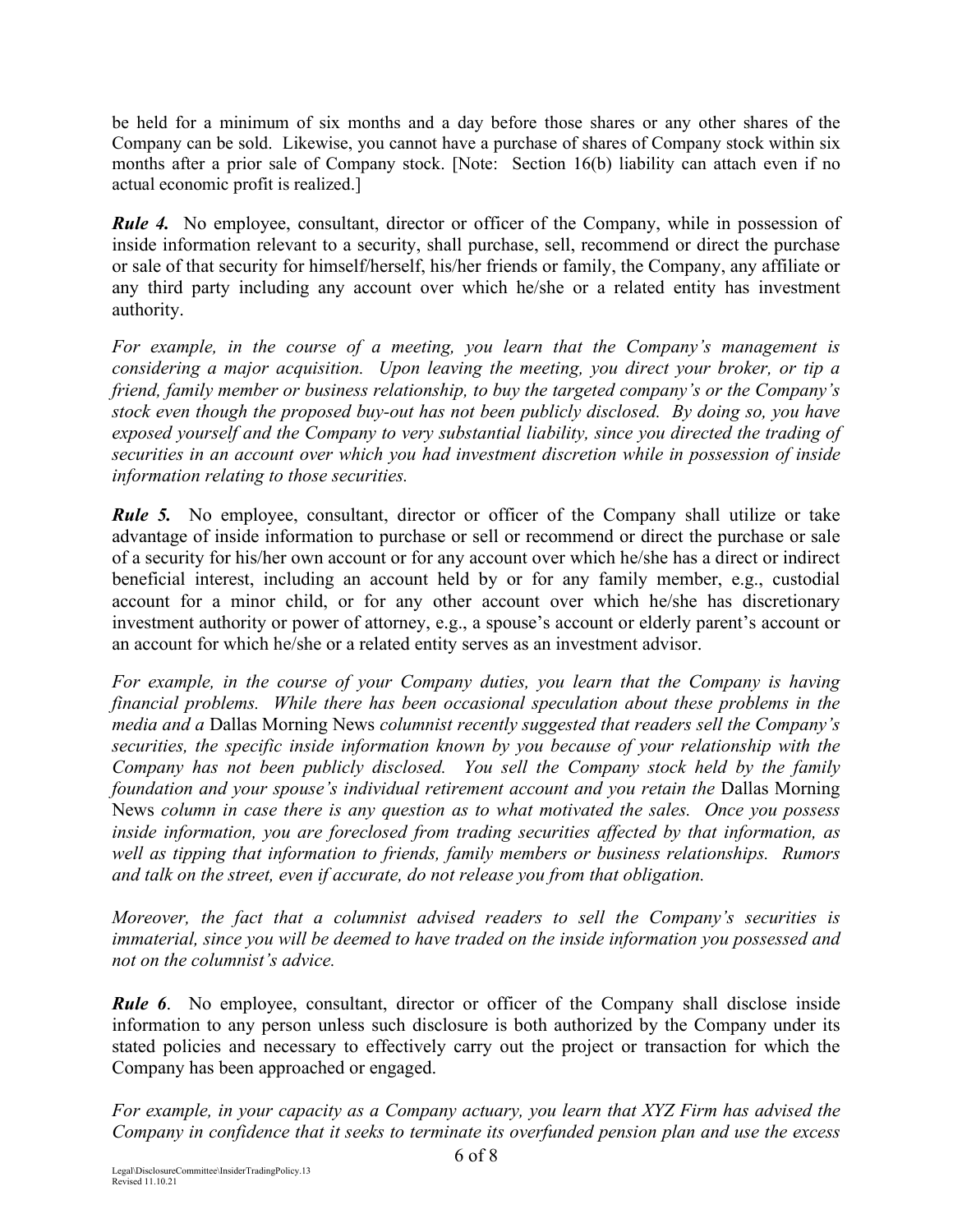be held for a minimum of six months and a day before those shares or any other shares of the Company can be sold. Likewise, you cannot have a purchase of shares of Company stock within six months after a prior sale of Company stock. [Note: Section 16(b) liability can attach even if no actual economic profit is realized.]

***Rule 4.*** No employee, consultant, director or officer of the Company, while in possession of inside information relevant to a security, shall purchase, sell, recommend or direct the purchase or sale of that security for himself/herself, his/her friends or family, the Company, any affiliate or any third party including any account over which he/she or a related entity has investment authority.

*For example, in the course of a meeting, you learn that the Company's management is considering a major acquisition. Upon leaving the meeting, you direct your broker, or tip a friend, family member or business relationship, to buy the targeted company's or the Company's stock even though the proposed buy-out has not been publicly disclosed. By doing so, you have exposed yourself and the Company to very substantial liability, since you directed the trading of securities in an account over which you had investment discretion while in possession of inside information relating to those securities.*

***Rule 5.*** No employee, consultant, director or officer of the Company shall utilize or take advantage of inside information to purchase or sell or recommend or direct the purchase or sale of a security for his/her own account or for any account over which he/she has a direct or indirect beneficial interest, including an account held by or for any family member, e.g., custodial account for a minor child, or for any other account over which he/she has discretionary investment authority or power of attorney, e.g., a spouse's account or elderly parent's account or an account for which he/she or a related entity serves as an investment advisor.

*For example, in the course of your Company duties, you learn that the Company is having financial problems. While there has been occasional speculation about these problems in the media and a* Dallas Morning News *columnist recently suggested that readers sell the Company's securities, the specific inside information known by you because of your relationship with the Company has not been publicly disclosed. You sell the Company stock held by the family foundation and your spouse's individual retirement account and you retain the* Dallas Morning News *column in case there is any question as to what motivated the sales. Once you possess inside information, you are foreclosed from trading securities affected by that information, as well as tipping that information to friends, family members or business relationships. Rumors and talk on the street, even if accurate, do not release you from that obligation.*

*Moreover, the fact that a columnist advised readers to sell the Company's securities is immaterial, since you will be deemed to have traded on the inside information you possessed and not on the columnist's advice.*

***Rule 6***. No employee, consultant, director or officer of the Company shall disclose inside information to any person unless such disclosure is both authorized by the Company under its stated policies and necessary to effectively carry out the project or transaction for which the Company has been approached or engaged.

*For example, in your capacity as a Company actuary, you learn that XYZ Firm has advised the Company in confidence that it seeks to terminate its overfunded pension plan and use the excess*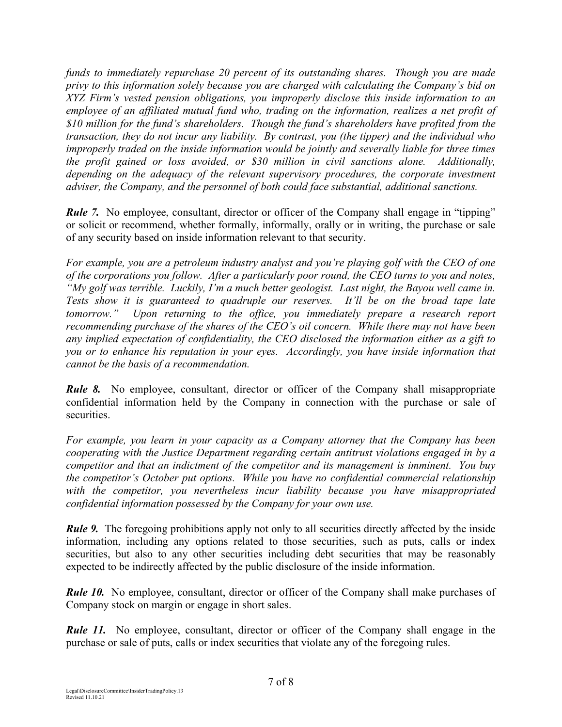*funds to immediately repurchase 20 percent of its outstanding shares. Though you are made privy to this information solely because you are charged with calculating the Company's bid on XYZ Firm's vested pension obligations, you improperly disclose this inside information to an employee of an affiliated mutual fund who, trading on the information, realizes a net profit of $10 million for the fund's shareholders. Though the fund's shareholders have profited from the transaction, they do not incur any liability. By contrast, you (the tipper) and the individual who improperly traded on the inside information would be jointly and severally liable for three times the profit gained or loss avoided, or $30 million in civil sanctions alone. Additionally, depending on the adequacy of the relevant supervisory procedures, the corporate investment adviser, the Company, and the personnel of both could face substantial, additional sanctions.*

***Rule 7.*** No employee, consultant, director or officer of the Company shall engage in "tipping" or solicit or recommend, whether formally, informally, orally or in writing, the purchase or sale of any security based on inside information relevant to that security.

*For example, you are a petroleum industry analyst and you're playing golf with the CEO of one of the corporations you follow. After a particularly poor round, the CEO turns to you and notes, "My golf was terrible. Luckily, I'm a much better geologist. Last night, the Bayou well came in. Tests show it is guaranteed to quadruple our reserves. It'll be on the broad tape late tomorrow." Upon returning to the office, you immediately prepare a research report recommending purchase of the shares of the CEO's oil concern. While there may not have been any implied expectation of confidentiality, the CEO disclosed the information either as a gift to you or to enhance his reputation in your eyes. Accordingly, you have inside information that cannot be the basis of a recommendation.*

***Rule 8.*** No employee, consultant, director or officer of the Company shall misappropriate confidential information held by the Company in connection with the purchase or sale of securities.

*For example, you learn in your capacity as a Company attorney that the Company has been cooperating with the Justice Department regarding certain antitrust violations engaged in by a competitor and that an indictment of the competitor and its management is imminent. You buy the competitor's October put options. While you have no confidential commercial relationship with the competitor, you nevertheless incur liability because you have misappropriated confidential information possessed by the Company for your own use.*

***Rule 9.*** The foregoing prohibitions apply not only to all securities directly affected by the inside information, including any options related to those securities, such as puts, calls or index securities, but also to any other securities including debt securities that may be reasonably expected to be indirectly affected by the public disclosure of the inside information.

***Rule 10.*** No employee, consultant, director or officer of the Company shall make purchases of Company stock on margin or engage in short sales.

***Rule 11.*** No employee, consultant, director or officer of the Company shall engage in the purchase or sale of puts, calls or index securities that violate any of the foregoing rules.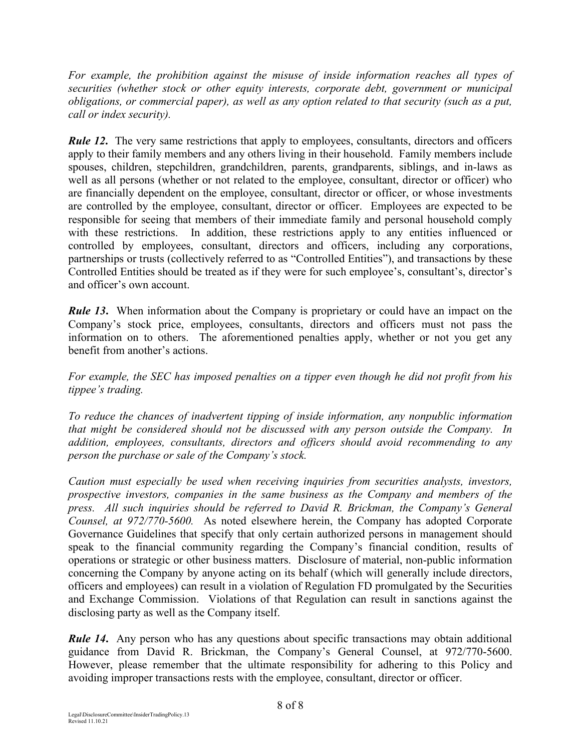*For example, the prohibition against the misuse of inside information reaches all types of securities (whether stock or other equity interests, corporate debt, government or municipal obligations, or commercial paper), as well as any option related to that security (such as a put, call or index security).*

***Rule 12.*** The very same restrictions that apply to employees, consultants, directors and officers apply to their family members and any others living in their household. Family members include spouses, children, stepchildren, grandchildren, parents, grandparents, siblings, and in-laws as well as all persons (whether or not related to the employee, consultant, director or officer) who are financially dependent on the employee, consultant, director or officer, or whose investments are controlled by the employee, consultant, director or officer. Employees are expected to be responsible for seeing that members of their immediate family and personal household comply with these restrictions. In addition, these restrictions apply to any entities influenced or controlled by employees, consultant, directors and officers, including any corporations, partnerships or trusts (collectively referred to as "Controlled Entities"), and transactions by these Controlled Entities should be treated as if they were for such employee's, consultant's, director's and officer's own account.

***Rule 13.*** When information about the Company is proprietary or could have an impact on the Company's stock price, employees, consultants, directors and officers must not pass the information on to others. The aforementioned penalties apply, whether or not you get any benefit from another's actions.

*For example, the SEC has imposed penalties on a tipper even though he did not profit from his tippee's trading.*

*To reduce the chances of inadvertent tipping of inside information, any nonpublic information that might be considered should not be discussed with any person outside the Company. In addition, employees, consultants, directors and officers should avoid recommending to any person the purchase or sale of the Company's stock.*

*Caution must especially be used when receiving inquiries from securities analysts, investors, prospective investors, companies in the same business as the Company and members of the press. All such inquiries should be referred to David R. Brickman, the Company's General Counsel, at 972/770-5600.* As noted elsewhere herein, the Company has adopted Corporate Governance Guidelines that specify that only certain authorized persons in management should speak to the financial community regarding the Company's financial condition, results of operations or strategic or other business matters. Disclosure of material, non-public information concerning the Company by anyone acting on its behalf (which will generally include directors, officers and employees) can result in a violation of Regulation FD promulgated by the Securities and Exchange Commission. Violations of that Regulation can result in sanctions against the disclosing party as well as the Company itself.

***Rule 14.*** Any person who has any questions about specific transactions may obtain additional guidance from David R. Brickman, the Company's General Counsel, at 972/770-5600. However, please remember that the ultimate responsibility for adhering to this Policy and avoiding improper transactions rests with the employee, consultant, director or officer.

Legal\DisclosureCommittee\InsiderTradingPolicy.13
Revised 11.10.21